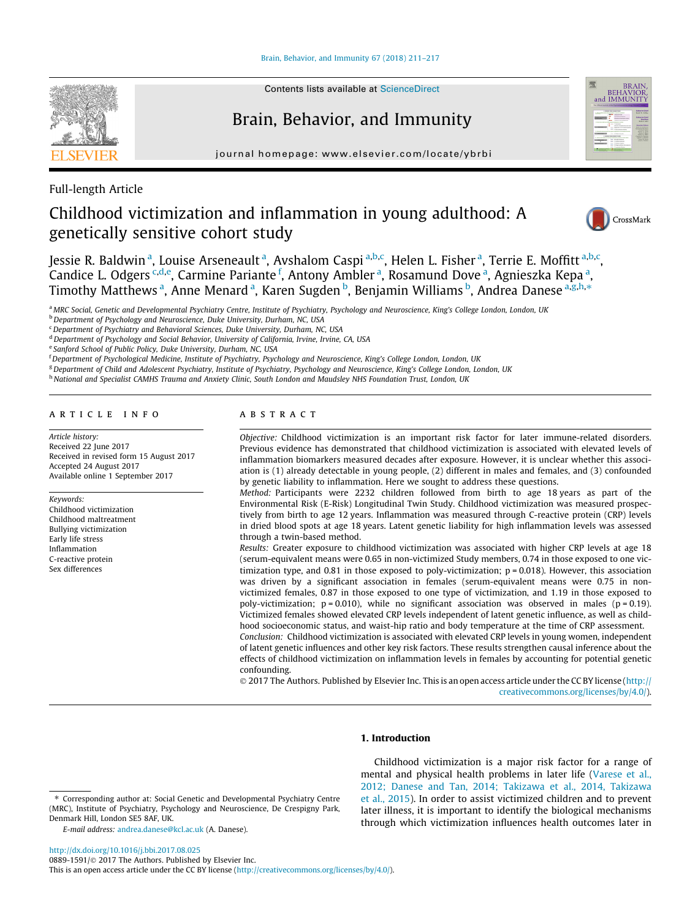Full-length Article

# Childhood victimization and inflammation in young adulthood: A genetically sensitive cohort study

Jessie R. Baldwin [a], Louise Arseneault [a], Avshalom Caspi [a,b,c], Helen L. Fisher [a], Terrie E. Moffitt [a,b,c], Candice L. Odgers [c,d,e], Carmine Pariante [f], Antony Ambler [a], Rosamund Dove [a], Agnieszka Kepa [a], Timothy Matthews [a], Anne Menard [a], Karen Sugden [b], Benjamin Williams [b], Andrea Danese [a,g,h,*]

[a] MRC Social, Genetic and Developmental Psychiatry Centre, Institute of Psychiatry, Psychology and Neuroscience, King's College London, London, UK
[b] Department of Psychology and Neuroscience, Duke University, Durham, NC, USA
[c] Department of Psychiatry and Behavioral Sciences, Duke University, Durham, NC, USA
[d] Department of Psychology and Social Behavior, University of California, Irvine, Irvine, CA, USA
[e] Sanford School of Public Policy, Duke University, Durham, NC, USA
[f] Department of Psychological Medicine, Institute of Psychiatry, Psychology and Neuroscience, King's College London, London, UK
[g] Department of Child and Adolescent Psychiatry, Institute of Psychiatry, Psychology and Neuroscience, King's College London, London, UK
[h] National and Specialist CAMHS Trauma and Anxiety Clinic, South London and Maudsley NHS Foundation Trust, London, UK

## ARTICLE INFO

*Article history:*
Received 22 June 2017
Received in revised form 15 August 2017
Accepted 24 August 2017
Available online 1 September 2017

*Keywords:*
Childhood victimization
Childhood maltreatment
Bullying victimization
Early life stress
Inflammation
C-reactive protein
Sex differences

## ABSTRACT

*Objective:* Childhood victimization is an important risk factor for later immune-related disorders. Previous evidence has demonstrated that childhood victimization is associated with elevated levels of inflammation biomarkers measured decades after exposure. However, it is unclear whether this association is (1) already detectable in young people, (2) different in males and females, and (3) confounded by genetic liability to inflammation. Here we sought to address these questions.

*Method:* Participants were 2232 children followed from birth to age 18 years as part of the Environmental Risk (E-Risk) Longitudinal Twin Study. Childhood victimization was measured prospectively from birth to age 12 years. Inflammation was measured through C-reactive protein (CRP) levels in dried blood spots at age 18 years. Latent genetic liability for high inflammation levels was assessed through a twin-based method.

*Results:* Greater exposure to childhood victimization was associated with higher CRP levels at age 18 (serum-equivalent means were 0.65 in non-victimized Study members, 0.74 in those exposed to one victimization type, and 0.81 in those exposed to poly-victimization; $p = 0.018$). However, this association was driven by a significant association in females (serum-equivalent means were 0.75 in non-victimized females, 0.87 in those exposed to one type of victimization, and 1.19 in those exposed to poly-victimization; $p = 0.010$), while no significant association was observed in males ($p = 0.19$). Victimized females showed elevated CRP levels independent of latent genetic influence, as well as childhood socioeconomic status, and waist-hip ratio and body temperature at the time of CRP assessment.

*Conclusion:* Childhood victimization is associated with elevated CRP levels in young women, independent of latent genetic influences and other key risk factors. These results strengthen causal inference about the effects of childhood victimization on inflammation levels in females by accounting for potential genetic confounding.

© 2017 The Authors. Published by Elsevier Inc. This is an open access article under the CC BY license (http://creativecommons.org/licenses/by/4.0/).

## 1. Introduction

Childhood victimization is a major risk factor for a range of mental and physical health problems in later life (Varese et al., 2012; Danese and Tan, 2014; Takizawa et al., 2014, Takizawa et al., 2015). In order to assist victimized children and to prevent later illness, it is important to identify the biological mechanisms through which victimization influences health outcomes later in

* Corresponding author at: Social Genetic and Developmental Psychiatry Centre (MRC), Institute of Psychiatry, Psychology and Neuroscience, De Crespigny Park, Denmark Hill, London SE5 8AF, UK.
*E-mail address:* andrea.danese@kcl.ac.uk (A. Danese).

http://dx.doi.org/10.1016/j.bbi.2017.08.025
0889-1591/© 2017 The Authors. Published by Elsevier Inc.
This is an open access article under the CC BY license (http://creativecommons.org/licenses/by/4.0/).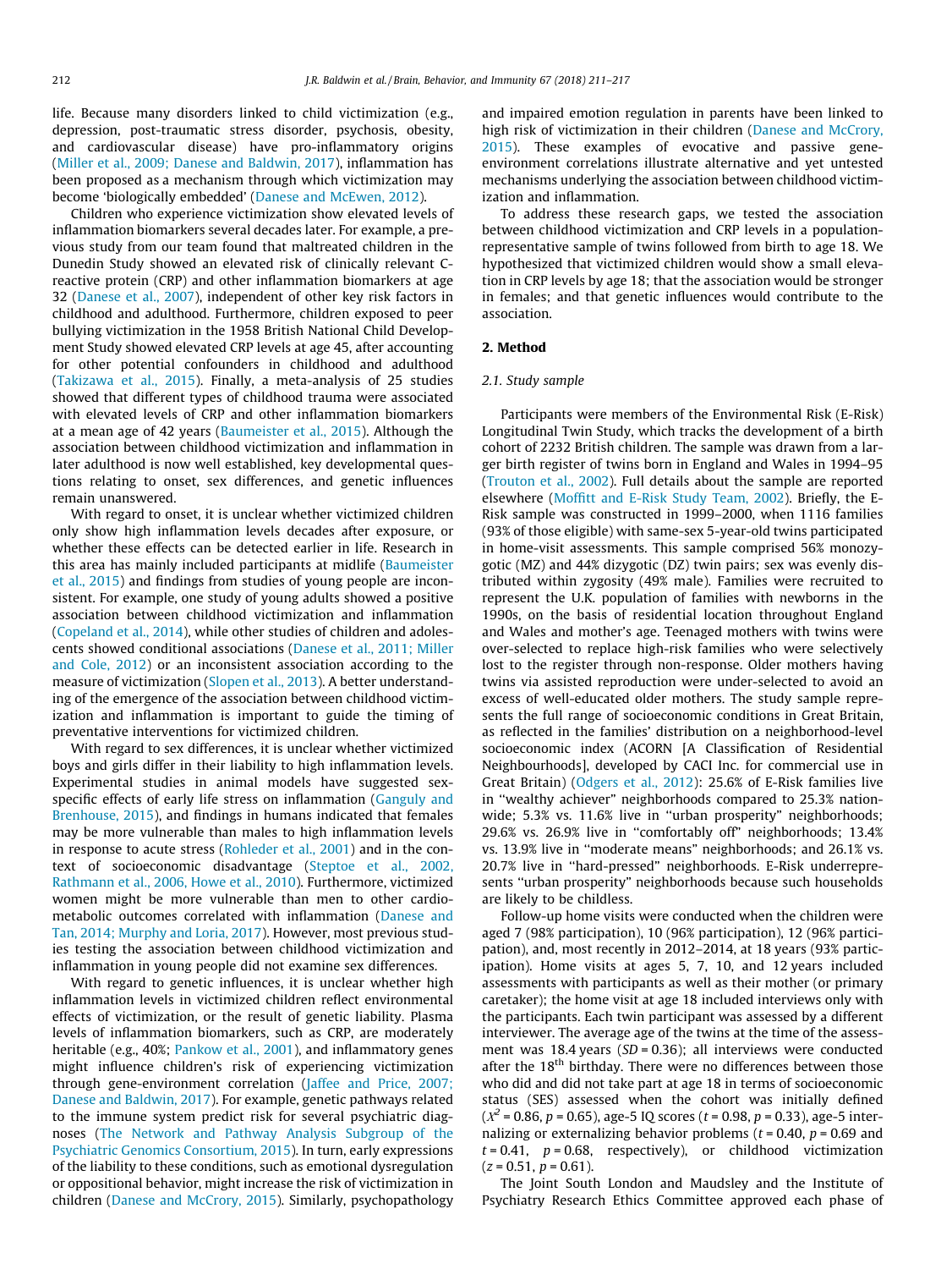life. Because many disorders linked to child victimization (e.g., depression, post-traumatic stress disorder, psychosis, obesity, and cardiovascular disease) have pro-inflammatory origins (Miller et al., 2009; Danese and Baldwin, 2017), inflammation has been proposed as a mechanism through which victimization may become 'biologically embedded' (Danese and McEwen, 2012).

Children who experience victimization show elevated levels of inflammation biomarkers several decades later. For example, a previous study from our team found that maltreated children in the Dunedin Study showed an elevated risk of clinically relevant C-reactive protein (CRP) and other inflammation biomarkers at age 32 (Danese et al., 2007), independent of other key risk factors in childhood and adulthood. Furthermore, children exposed to peer bullying victimization in the 1958 British National Child Development Study showed elevated CRP levels at age 45, after accounting for other potential confounders in childhood and adulthood (Takizawa et al., 2015). Finally, a meta-analysis of 25 studies showed that different types of childhood trauma were associated with elevated levels of CRP and other inflammation biomarkers at a mean age of 42 years (Baumeister et al., 2015). Although the association between childhood victimization and inflammation in later adulthood is now well established, key developmental questions relating to onset, sex differences, and genetic influences remain unanswered.

With regard to onset, it is unclear whether victimized children only show high inflammation levels decades after exposure, or whether these effects can be detected earlier in life. Research in this area has mainly included participants at midlife (Baumeister et al., 2015) and findings from studies of young people are inconsistent. For example, one study of young adults showed a positive association between childhood victimization and inflammation (Copeland et al., 2014), while other studies of children and adolescents showed conditional associations (Danese et al., 2011; Miller and Cole, 2012) or an inconsistent association according to the measure of victimization (Slopen et al., 2013). A better understanding of the emergence of the association between childhood victimization and inflammation is important to guide the timing of preventative interventions for victimized children.

With regard to sex differences, it is unclear whether victimized boys and girls differ in their liability to high inflammation levels. Experimental studies in animal models have suggested sex-specific effects of early life stress on inflammation (Ganguly and Brenhouse, 2015), and findings in humans indicated that females may be more vulnerable than males to high inflammation levels in response to acute stress (Rohleder et al., 2001) and in the context of socioeconomic disadvantage (Steptoe et al., 2002, Rathmann et al., 2006, Howe et al., 2010). Furthermore, victimized women might be more vulnerable than men to other cardio-metabolic outcomes correlated with inflammation (Danese and Tan, 2014; Murphy and Loria, 2017). However, most previous studies testing the association between childhood victimization and inflammation in young people did not examine sex differences.

With regard to genetic influences, it is unclear whether high inflammation levels in victimized children reflect environmental effects of victimization, or the result of genetic liability. Plasma levels of inflammation biomarkers, such as CRP, are moderately heritable (e.g., 40%; Pankow et al., 2001), and inflammatory genes might influence children's risk of experiencing victimization through gene-environment correlation (Jaffee and Price, 2007; Danese and Baldwin, 2017). For example, genetic pathways related to the immune system predict risk for several psychiatric diagnoses (The Network and Pathway Analysis Subgroup of the Psychiatric Genomics Consortium, 2015). In turn, early expressions of the liability to these conditions, such as emotional dysregulation or oppositional behavior, might increase the risk of victimization in children (Danese and McCrory, 2015). Similarly, psychopathology and impaired emotion regulation in parents have been linked to high risk of victimization in their children (Danese and McCrory, 2015). These examples of evocative and passive gene-environment correlations illustrate alternative and yet untested mechanisms underlying the association between childhood victimization and inflammation.

To address these research gaps, we tested the association between childhood victimization and CRP levels in a population-representative sample of twins followed from birth to age 18. We hypothesized that victimized children would show a small elevation in CRP levels by age 18; that the association would be stronger in females; and that genetic influences would contribute to the association.

## 2. Method

### 2.1. Study sample

Participants were members of the Environmental Risk (E-Risk) Longitudinal Twin Study, which tracks the development of a birth cohort of 2232 British children. The sample was drawn from a larger birth register of twins born in England and Wales in 1994–95 (Trouton et al., 2002). Full details about the sample are reported elsewhere (Moffitt and E-Risk Study Team, 2002). Briefly, the E-Risk sample was constructed in 1999–2000, when 1116 families (93% of those eligible) with same-sex 5-year-old twins participated in home-visit assessments. This sample comprised 56% monozygotic (MZ) and 44% dizygotic (DZ) twin pairs; sex was evenly distributed within zygosity (49% male). Families were recruited to represent the U.K. population of families with newborns in the 1990s, on the basis of residential location throughout England and Wales and mother's age. Teenaged mothers with twins were over-selected to replace high-risk families who were selectively lost to the register through non-response. Older mothers having twins via assisted reproduction were under-selected to avoid an excess of well-educated older mothers. The study sample represents the full range of socioeconomic conditions in Great Britain, as reflected in the families' distribution on a neighborhood-level socioeconomic index (ACORN [A Classification of Residential Neighbourhoods], developed by CACI Inc. for commercial use in Great Britain) (Odgers et al., 2012): 25.6% of E-Risk families live in "wealthy achiever" neighborhoods compared to 25.3% nation-wide; 5.3% vs. 11.6% live in "urban prosperity" neighborhoods; 29.6% vs. 26.9% live in "comfortably off" neighborhoods; 13.4% vs. 13.9% live in "moderate means" neighborhoods; and 26.1% vs. 20.7% live in "hard-pressed" neighborhoods. E-Risk underrepresents "urban prosperity" neighborhoods because such households are likely to be childless.

Follow-up home visits were conducted when the children were aged 7 (98% participation), 10 (96% participation), 12 (96% participation), and, most recently in 2012–2014, at 18 years (93% participation). Home visits at ages 5, 7, 10, and 12 years included assessments with participants as well as their mother (or primary caretaker); the home visit at age 18 included interviews only with the participants. Each twin participant was assessed by a different interviewer. The average age of the twins at the time of the assessment was 18.4 years ($SD$ = 0.36); all interviews were conducted after the 18th birthday. There were no differences between those who did and did not take part at age 18 in terms of socioeconomic status (SES) assessed when the cohort was initially defined ($X^2$ = 0.86, $p$ = 0.65), age-5 IQ scores ($t$ = 0.98, $p$ = 0.33), age-5 internalizing or externalizing behavior problems ($t$ = 0.40, $p$ = 0.69 and $t$ = 0.41, $p$ = 0.68, respectively), or childhood victimization ($z$ = 0.51, $p$ = 0.61).

The Joint South London and Maudsley and the Institute of Psychiatry Research Ethics Committee approved each phase of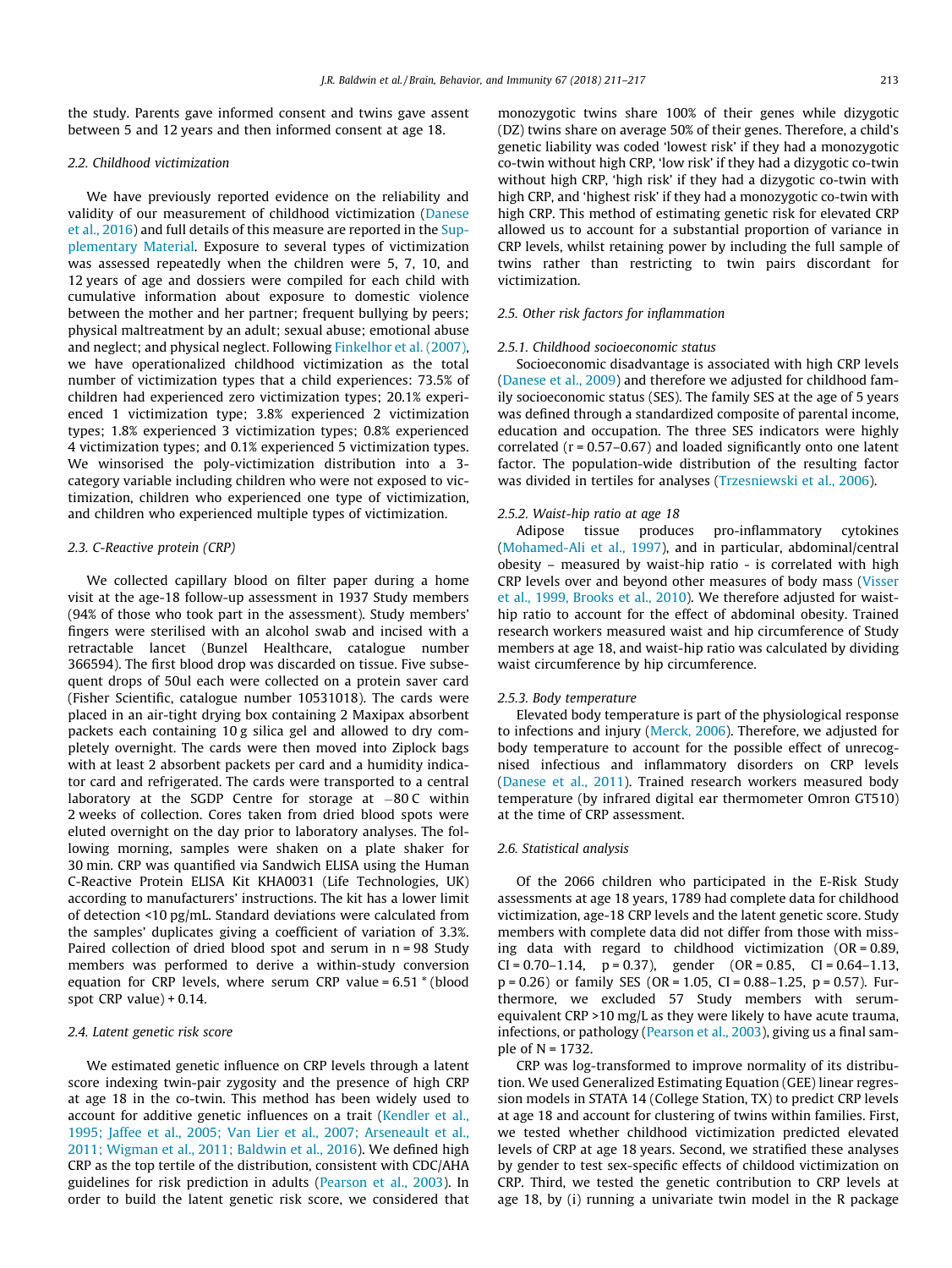the study. Parents gave informed consent and twins gave assent between 5 and 12 years and then informed consent at age 18.

### 2.2. Childhood victimization

We have previously reported evidence on the reliability and validity of our measurement of childhood victimization (Danese et al., 2016) and full details of this measure are reported in the Supplementary Material. Exposure to several types of victimization was assessed repeatedly when the children were 5, 7, 10, and 12 years of age and dossiers were compiled for each child with cumulative information about exposure to domestic violence between the mother and her partner; frequent bullying by peers; physical maltreatment by an adult; sexual abuse; emotional abuse and neglect; and physical neglect. Following Finkelhor et al. (2007), we have operationalized childhood victimization as the total number of victimization types that a child experiences: 73.5% of children had experienced zero victimization types; 20.1% experienced 1 victimization type; 3.8% experienced 2 victimization types; 1.8% experienced 3 victimization types; 0.8% experienced 4 victimization types; and 0.1% experienced 5 victimization types. We winsorised the poly-victimization distribution into a 3-category variable including children who were not exposed to victimization, children who experienced one type of victimization, and children who experienced multiple types of victimization.

### 2.3. C-Reactive protein (CRP)

We collected capillary blood on filter paper during a home visit at the age-18 follow-up assessment in 1937 Study members (94% of those who took part in the assessment). Study members' fingers were sterilised with an alcohol swab and incised with a retractable lancet (Bunzel Healthcare, catalogue number 366594). The first blood drop was discarded on tissue. Five subsequent drops of 50ul each were collected on a protein saver card (Fisher Scientific, catalogue number 10531018). The cards were placed in an air-tight drying box containing 2 Maxipax absorbent packets each containing 10 g silica gel and allowed to dry completely overnight. The cards were then moved into Ziplock bags with at least 2 absorbent packets per card and a humidity indicator card and refrigerated. The cards were transported to a central laboratory at the SGDP Centre for storage at −80 C within 2 weeks of collection. Cores taken from dried blood spots were eluted overnight on the day prior to laboratory analyses. The following morning, samples were shaken on a plate shaker for 30 min. CRP was quantified via Sandwich ELISA using the Human C-Reactive Protein ELISA Kit KHA0031 (Life Technologies, UK) according to manufacturers' instructions. The kit has a lower limit of detection <10 pg/mL. Standard deviations were calculated from the samples' duplicates giving a coefficient of variation of 3.3%. Paired collection of dried blood spot and serum in n = 98 Study members was performed to derive a within-study conversion equation for CRP levels, where serum CRP value = 6.51 * (blood spot CRP value) + 0.14.

### 2.4. Latent genetic risk score

We estimated genetic influence on CRP levels through a latent score indexing twin-pair zygosity and the presence of high CRP at age 18 in the co-twin. This method has been widely used to account for additive genetic influences on a trait (Kendler et al., 1995; Jaffee et al., 2005; Van Lier et al., 2007; Arseneault et al., 2011; Wigman et al., 2011; Baldwin et al., 2016). We defined high CRP as the top tertile of the distribution, consistent with CDC/AHA guidelines for risk prediction in adults (Pearson et al., 2003). In order to build the latent genetic risk score, we considered that monozygotic twins share 100% of their genes while dizygotic (DZ) twins share on average 50% of their genes. Therefore, a child's genetic liability was coded 'lowest risk' if they had a monozygotic co-twin without high CRP, 'low risk' if they had a dizygotic co-twin without high CRP, 'high risk' if they had a dizygotic co-twin with high CRP, and 'highest risk' if they had a monozygotic co-twin with high CRP. This method of estimating genetic risk for elevated CRP allowed us to account for a substantial proportion of variance in CRP levels, whilst retaining power by including the full sample of twins rather than restricting to twin pairs discordant for victimization.

### 2.5. Other risk factors for inflammation

#### 2.5.1. Childhood socioeconomic status

Socioeconomic disadvantage is associated with high CRP levels (Danese et al., 2009) and therefore we adjusted for childhood family socioeconomic status (SES). The family SES at the age of 5 years was defined through a standardized composite of parental income, education and occupation. The three SES indicators were highly correlated (r = 0.57–0.67) and loaded significantly onto one latent factor. The population-wide distribution of the resulting factor was divided in tertiles for analyses (Trzesniewski et al., 2006).

#### 2.5.2. Waist-hip ratio at age 18

Adipose tissue produces pro-inflammatory cytokines (Mohamed-Ali et al., 1997), and in particular, abdominal/central obesity – measured by waist-hip ratio - is correlated with high CRP levels over and beyond other measures of body mass (Visser et al., 1999, Brooks et al., 2010). We therefore adjusted for waist-hip ratio to account for the effect of abdominal obesity. Trained research workers measured waist and hip circumference of Study members at age 18, and waist-hip ratio was calculated by dividing waist circumference by hip circumference.

#### 2.5.3. Body temperature

Elevated body temperature is part of the physiological response to infections and injury (Merck, 2006). Therefore, we adjusted for body temperature to account for the possible effect of unrecognised infectious and inflammatory disorders on CRP levels (Danese et al., 2011). Trained research workers measured body temperature (by infrared digital ear thermometer Omron GT510) at the time of CRP assessment.

### 2.6. Statistical analysis

Of the 2066 children who participated in the E-Risk Study assessments at age 18 years, 1789 had complete data for childhood victimization, age-18 CRP levels and the latent genetic score. Study members with complete data did not differ from those with missing data with regard to childhood victimization (OR = 0.89, CI = 0.70–1.14, p = 0.37), gender (OR = 0.85, CI = 0.64–1.13, p = 0.26) or family SES (OR = 1.05, CI = 0.88–1.25, p = 0.57). Furthermore, we excluded 57 Study members with serum-equivalent CRP >10 mg/L as they were likely to have acute trauma, infections, or pathology (Pearson et al., 2003), giving us a final sample of N = 1732.

CRP was log-transformed to improve normality of its distribution. We used Generalized Estimating Equation (GEE) linear regression models in STATA 14 (College Station, TX) to predict CRP levels at age 18 and account for clustering of twins within families. First, we tested whether childhood victimization predicted elevated levels of CRP at age 18 years. Second, we stratified these analyses by gender to test sex-specific effects of childood victimization on CRP. Third, we tested the genetic contribution to CRP levels at age 18, by (i) running a univariate twin model in the R package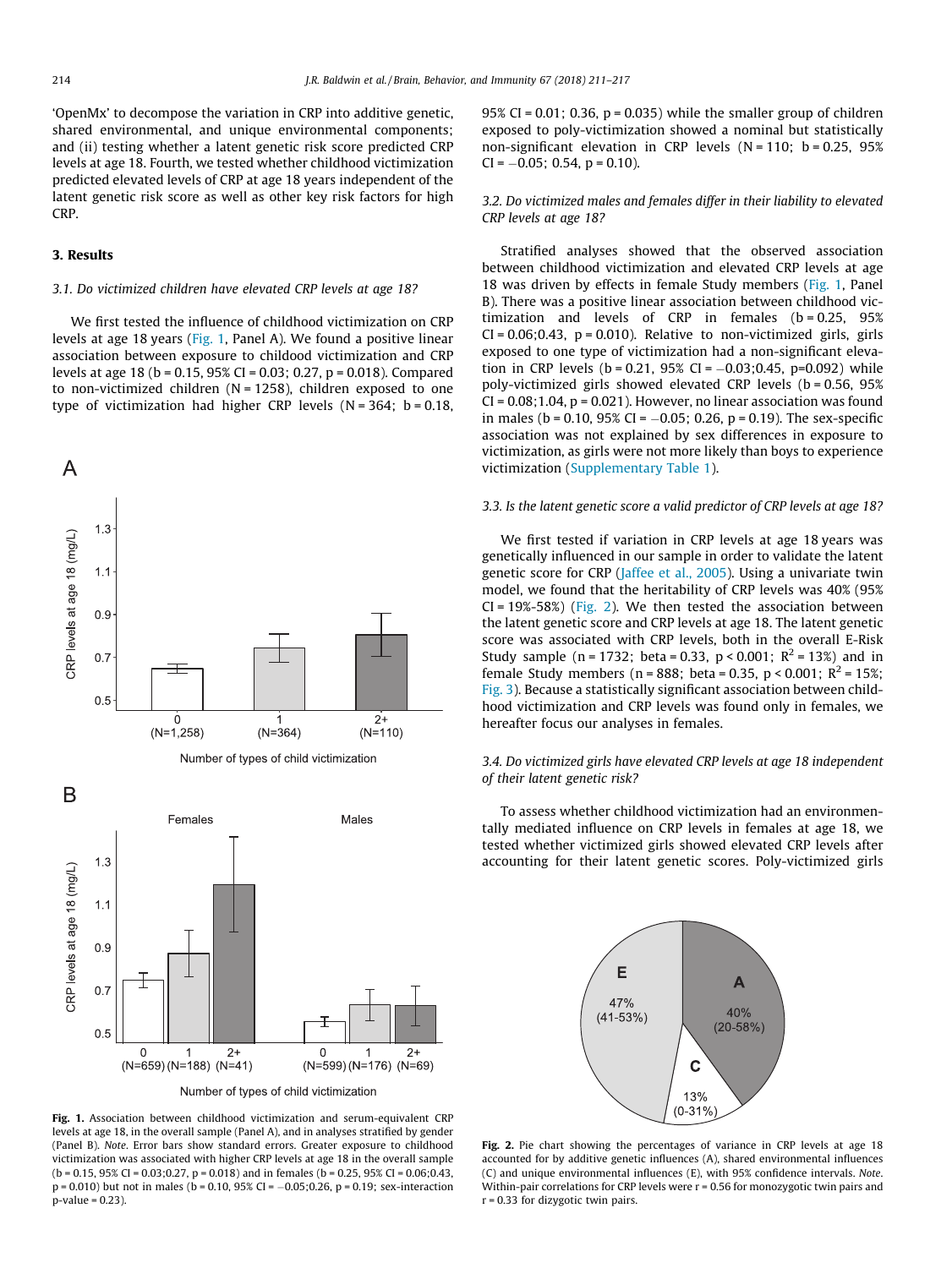'OpenMx' to decompose the variation in CRP into additive genetic, shared environmental, and unique environmental components; and (ii) testing whether a latent genetic risk score predicted CRP levels at age 18. Fourth, we tested whether childhood victimization predicted elevated levels of CRP at age 18 years independent of the latent genetic risk score as well as other key risk factors for high CRP.

## 3. Results

### 3.1. Do victimized children have elevated CRP levels at age 18?

We first tested the influence of childhood victimization on CRP levels at age 18 years (Fig. 1, Panel A). We found a positive linear association between exposure to childood victimization and CRP levels at age 18 (b = 0.15, 95% CI = 0.03; 0.27, p = 0.018). Compared to non-victimized children (N = 1258), children exposed to one type of victimization had higher CRP levels (N = 364; b = 0.18, 95% CI = 0.01; 0.36, p = 0.035) while the smaller group of children exposed to poly-victimization showed a nominal but statistically non-significant elevation in CRP levels (N = 110; b = 0.25, 95% CI = −0.05; 0.54, p = 0.10).

**Fig. 1.** Association between childhood victimization and serum-equivalent CRP levels at age 18, in the overall sample (Panel A), and in analyses stratified by gender (Panel B). *Note*. Error bars show standard errors. Greater exposure to childhood victimization was associated with higher CRP levels at age 18 in the overall sample (b = 0.15, 95% CI = 0.03;0.27, p = 0.018) and in females (b = 0.25, 95% CI = 0.06;0.43, p = 0.010) but not in males (b = 0.10, 95% CI = −0.05;0.26, p = 0.19; sex-interaction p-value = 0.23).

### 3.2. Do victimized males and females differ in their liability to elevated CRP levels at age 18?

Stratified analyses showed that the observed association between childhood victimization and elevated CRP levels at age 18 was driven by effects in female Study members (Fig. 1, Panel B). There was a positive linear association between childhood victimization and levels of CRP in females (b = 0.25, 95% CI = 0.06;0.43, p = 0.010). Relative to non-victimized girls, girls exposed to one type of victimization had a non-significant elevation in CRP levels (b = 0.21, 95% CI = −0.03;0.45, p=0.092) while poly-victimized girls showed elevated CRP levels (b = 0.56, 95% CI = 0.08;1.04, p = 0.021). However, no linear association was found in males (b = 0.10, 95% CI = −0.05; 0.26, p = 0.19). The sex-specific association was not explained by sex differences in exposure to victimization, as girls were not more likely than boys to experience victimization (Supplementary Table 1).

### 3.3. Is the latent genetic score a valid predictor of CRP levels at age 18?

We first tested if variation in CRP levels at age 18 years was genetically influenced in our sample in order to validate the latent genetic score for CRP (Jaffee et al., 2005). Using a univariate twin model, we found that the heritability of CRP levels was 40% (95% CI = 19%-58%) (Fig. 2). We then tested the association between the latent genetic score and CRP levels at age 18. The latent genetic score was associated with CRP levels, both in the overall E-Risk Study sample (n = 1732; beta = 0.33, p < 0.001; $R^2$ = 13%) and in female Study members (n = 888; beta = 0.35, p < 0.001; $R^2$ = 15%; Fig. 3). Because a statistically significant association between childhood victimization and CRP levels was found only in females, we hereafter focus our analyses in females.

### 3.4. Do victimized girls have elevated CRP levels at age 18 independent of their latent genetic risk?

To assess whether childhood victimization had an environmentally mediated influence on CRP levels in females at age 18, we tested whether victimized girls showed elevated CRP levels after accounting for their latent genetic scores. Poly-victimized girls

**Fig. 2.** Pie chart showing the percentages of variance in CRP levels at age 18 accounted for by additive genetic influences (A), shared environmental influences (C) and unique environmental influences (E), with 95% confidence intervals. *Note*. Within-pair correlations for CRP levels were r = 0.56 for monozygotic twin pairs and r = 0.33 for dizygotic twin pairs.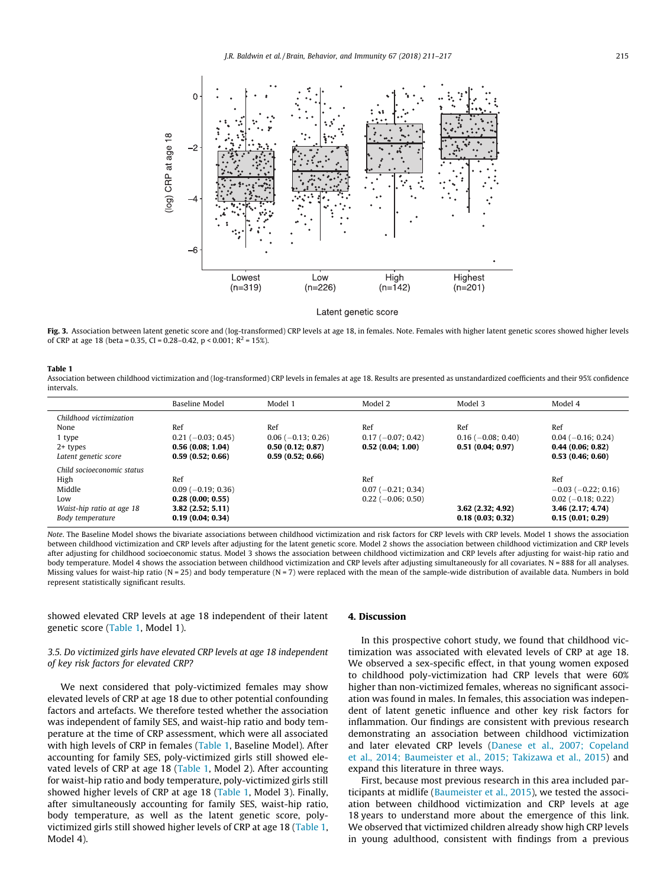Fig. 3. Association between latent genetic score and (log-transformed) CRP levels at age 18, in females. Note. Females with higher latent genetic scores showed higher levels of CRP at age 18 (beta = 0.35, CI = 0.28–0.42, $p < 0.001$; $R^2$ = 15%).

**Table 1**
Association between childhood victimization and (log-transformed) CRP levels in females at age 18. Results are presented as unstandardized coefficients and their 95% confidence intervals.

| | Baseline Model | Model 1 | Model 2 | Model 3 | Model 4 |
|---|---|---|---|---|---|
| *Childhood victimization* | | | | | |
| None | Ref | Ref | Ref | Ref | Ref |
| 1 type | 0.21 (−0.03; 0.45) | 0.06 (−0.13; 0.26) | 0.17 (−0.07; 0.42) | 0.16 (−0.08; 0.40) | 0.04 (−0.16; 0.24) |
| 2+ types | **0.56 (0.08; 1.04)** | **0.50 (0.12; 0.87)** | **0.52 (0.04; 1.00)** | **0.51 (0.04; 0.97)** | **0.44 (0.06; 0.82)** |
| *Latent genetic score* | **0.59 (0.52; 0.66)** | **0.59 (0.52; 0.66)** | | | **0.53 (0.46; 0.60)** |
| *Child socioeconomic status* | | | | | |
| High | Ref | | Ref | | Ref |
| Middle | 0.09 (−0.19; 0.36) | | 0.07 (−0.21; 0.34) | | −0.03 (−0.22; 0.16) |
| Low | **0.28 (0.00; 0.55)** | | 0.22 (−0.06; 0.50) | | 0.02 (−0.18; 0.22) |
| *Waist-hip ratio at age 18* | **3.82 (2.52; 5.11)** | | | **3.62 (2.32; 4.92)** | **3.46 (2.17; 4.74)** |
| *Body temperature* | **0.19 (0.04; 0.34)** | | | **0.18 (0.03; 0.32)** | **0.15 (0.01; 0.29)** |

*Note.* The Baseline Model shows the bivariate associations between childhood victimization and risk factors for CRP levels with CRP levels. Model 1 shows the association between childhood victimization and CRP levels after adjusting for the latent genetic score. Model 2 shows the association between childhood victimization and CRP levels after adjusting for childhood socioeconomic status. Model 3 shows the association between childhood victimization and CRP levels after adjusting for waist-hip ratio and body temperature. Model 4 shows the association between childhood victimization and CRP levels after adjusting simultaneously for all covariates. N = 888 for all analyses. Missing values for waist-hip ratio (N = 25) and body temperature (N = 7) were replaced with the mean of the sample-wide distribution of available data. Numbers in bold represent statistically significant results.

showed elevated CRP levels at age 18 independent of their latent genetic score (Table 1, Model 1).

### 3.5. Do victimized girls have elevated CRP levels at age 18 independent of key risk factors for elevated CRP?

We next considered that poly-victimized females may show elevated levels of CRP at age 18 due to other potential confounding factors and artefacts. We therefore tested whether the association was independent of family SES, and waist-hip ratio and body temperature at the time of CRP assessment, which were all associated with high levels of CRP in females (Table 1, Baseline Model). After accounting for family SES, poly-victimized girls still showed elevated levels of CRP at age 18 (Table 1, Model 2). After accounting for waist-hip ratio and body temperature, poly-victimized girls still showed higher levels of CRP at age 18 (Table 1, Model 3). Finally, after simultaneously accounting for family SES, waist-hip ratio, body temperature, as well as the latent genetic score, poly-victimized girls still showed higher levels of CRP at age 18 (Table 1, Model 4).

## 4. Discussion

In this prospective cohort study, we found that childhood victimization was associated with elevated levels of CRP at age 18. We observed a sex-specific effect, in that young women exposed to childhood poly-victimization had CRP levels that were 60% higher than non-victimized females, whereas no significant association was found in males. In females, this association was independent of latent genetic influence and other key risk factors for inflammation. Our findings are consistent with previous research demonstrating an association between childhood victimization and later elevated CRP levels (Danese et al., 2007; Copeland et al., 2014; Baumeister et al., 2015; Takizawa et al., 2015) and expand this literature in three ways.

First, because most previous research in this area included participants at midlife (Baumeister et al., 2015), we tested the association between childhood victimization and CRP levels at age 18 years to understand more about the emergence of this link. We observed that victimized children already show high CRP levels in young adulthood, consistent with findings from a previous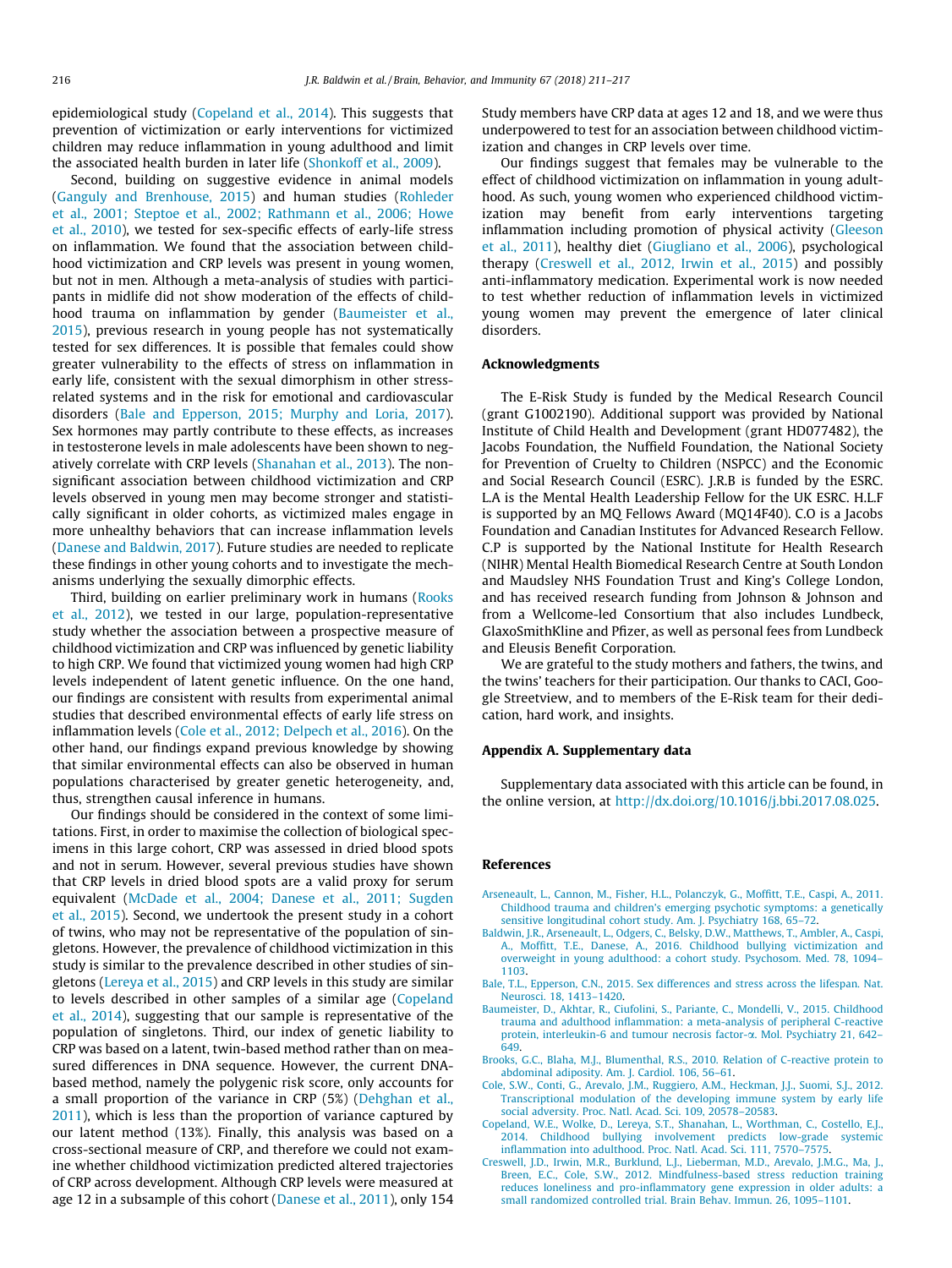epidemiological study (Copeland et al., 2014). This suggests that prevention of victimization or early interventions for victimized children may reduce inflammation in young adulthood and limit the associated health burden in later life (Shonkoff et al., 2009).

Second, building on suggestive evidence in animal models (Ganguly and Brenhouse, 2015) and human studies (Rohleder et al., 2001; Steptoe et al., 2002; Rathmann et al., 2006; Howe et al., 2010), we tested for sex-specific effects of early-life stress on inflammation. We found that the association between childhood victimization and CRP levels was present in young women, but not in men. Although a meta-analysis of studies with participants in midlife did not show moderation of the effects of childhood trauma on inflammation by gender (Baumeister et al., 2015), previous research in young people has not systematically tested for sex differences. It is possible that females could show greater vulnerability to the effects of stress on inflammation in early life, consistent with the sexual dimorphism in other stress-related systems and in the risk for emotional and cardiovascular disorders (Bale and Epperson, 2015; Murphy and Loria, 2017). Sex hormones may partly contribute to these effects, as increases in testosterone levels in male adolescents have been shown to negatively correlate with CRP levels (Shanahan et al., 2013). The non-significant association between childhood victimization and CRP levels observed in young men may become stronger and statistically significant in older cohorts, as victimized males engage in more unhealthy behaviors that can increase inflammation levels (Danese and Baldwin, 2017). Future studies are needed to replicate these findings in other young cohorts and to investigate the mechanisms underlying the sexually dimorphic effects.

Third, building on earlier preliminary work in humans (Rooks et al., 2012), we tested in our large, population-representative study whether the association between a prospective measure of childhood victimization and CRP was influenced by genetic liability to high CRP. We found that victimized young women had high CRP levels independent of latent genetic influence. On the one hand, our findings are consistent with results from experimental animal studies that described environmental effects of early life stress on inflammation levels (Cole et al., 2012; Delpech et al., 2016). On the other hand, our findings expand previous knowledge by showing that similar environmental effects can also be observed in human populations characterised by greater genetic heterogeneity, and, thus, strengthen causal inference in humans.

Our findings should be considered in the context of some limitations. First, in order to maximise the collection of biological specimens in this large cohort, CRP was assessed in dried blood spots and not in serum. However, several previous studies have shown that CRP levels in dried blood spots are a valid proxy for serum equivalent (McDade et al., 2004; Danese et al., 2011; Sugden et al., 2015). Second, we undertook the present study in a cohort of twins, who may not be representative of the population of singletons. However, the prevalence of childhood victimization in this study is similar to the prevalence described in other studies of singletons (Lereya et al., 2015) and CRP levels in this study are similar to levels described in other samples of a similar age (Copeland et al., 2014), suggesting that our sample is representative of the population of singletons. Third, our index of genetic liability to CRP was based on a latent, twin-based method rather than on measured differences in DNA sequence. However, the current DNA-based method, namely the polygenic risk score, only accounts for a small proportion of the variance in CRP (5%) (Dehghan et al., 2011), which is less than the proportion of variance captured by our latent method (13%). Finally, this analysis was based on a cross-sectional measure of CRP, and therefore we could not examine whether childhood victimization predicted altered trajectories of CRP across development. Although CRP levels were measured at age 12 in a subsample of this cohort (Danese et al., 2011), only 154 Study members have CRP data at ages 12 and 18, and we were thus underpowered to test for an association between childhood victimization and changes in CRP levels over time.

Our findings suggest that females may be vulnerable to the effect of childhood victimization on inflammation in young adulthood. As such, young women who experienced childhood victimization may benefit from early interventions targeting inflammation including promotion of physical activity (Gleeson et al., 2011), healthy diet (Giugliano et al., 2006), psychological therapy (Creswell et al., 2012, Irwin et al., 2015) and possibly anti-inflammatory medication. Experimental work is now needed to test whether reduction of inflammation levels in victimized young women may prevent the emergence of later clinical disorders.

## Acknowledgments

The E-Risk Study is funded by the Medical Research Council (grant G1002190). Additional support was provided by National Institute of Child Health and Development (grant HD077482), the Jacobs Foundation, the Nuffield Foundation, the National Society for Prevention of Cruelty to Children (NSPCC) and the Economic and Social Research Council (ESRC). J.R.B is funded by the ESRC. L.A is the Mental Health Leadership Fellow for the UK ESRC. H.L.F is supported by an MQ Fellows Award (MQ14F40). C.O is a Jacobs Foundation and Canadian Institutes for Advanced Research Fellow. C.P is supported by the National Institute for Health Research (NIHR) Mental Health Biomedical Research Centre at South London and Maudsley NHS Foundation Trust and King's College London, and has received research funding from Johnson & Johnson and from a Wellcome-led Consortium that also includes Lundbeck, GlaxoSmithKline and Pfizer, as well as personal fees from Lundbeck and Eleusis Benefit Corporation.

We are grateful to the study mothers and fathers, the twins, and the twins' teachers for their participation. Our thanks to CACI, Google Streetview, and to members of the E-Risk team for their dedication, hard work, and insights.

## Appendix A. Supplementary data

Supplementary data associated with this article can be found, in the online version, at http://dx.doi.org/10.1016/j.bbi.2017.08.025.

## References

Arseneault, L., Cannon, M., Fisher, H.L., Polanczyk, G., Moffitt, T.E., Caspi, A., 2011. Childhood trauma and children's emerging psychotic symptoms: a genetically sensitive longitudinal cohort study. Am. J. Psychiatry 168, 65–72.

Baldwin, J.R., Arseneault, L., Odgers, C., Belsky, D.W., Matthews, T., Ambler, A., Caspi, A., Moffitt, T.E., Danese, A., 2016. Childhood bullying victimization and overweight in young adulthood: a cohort study. Psychosom. Med. 78, 1094–1103.

Bale, T.L., Epperson, C.N., 2015. Sex differences and stress across the lifespan. Nat. Neurosci. 18, 1413–1420.

Baumeister, D., Akhtar, R., Ciufolini, S., Pariante, C., Mondelli, V., 2015. Childhood trauma and adulthood inflammation: a meta-analysis of peripheral C-reactive protein, interleukin-6 and tumour necrosis factor-α. Mol. Psychiatry 21, 642–649.

Brooks, G.C., Blaha, M.J., Blumenthal, R.S., 2010. Relation of C-reactive protein to abdominal adiposity. Am. J. Cardiol. 106, 56–61.

Cole, S.W., Conti, G., Arevalo, J.M., Ruggiero, A.M., Heckman, J.J., Suomi, S.J., 2012. Transcriptional modulation of the developing immune system by early life social adversity. Proc. Natl. Acad. Sci. 109, 20578–20583.

Copeland, W.E., Wolke, D., Lereya, S.T., Shanahan, L., Worthman, C., Costello, E.J., 2014. Childhood bullying involvement predicts low-grade systemic inflammation into adulthood. Proc. Natl. Acad. Sci. 111, 7570–7575.

Creswell, J.D., Irwin, M.R., Burklund, L.J., Lieberman, M.D., Arevalo, J.M.G., Ma, J., Breen, E.C., Cole, S.W., 2012. Mindfulness-based stress reduction training reduces loneliness and pro-inflammatory gene expression in older adults: a small randomized controlled trial. Brain Behav. Immun. 26, 1095–1101.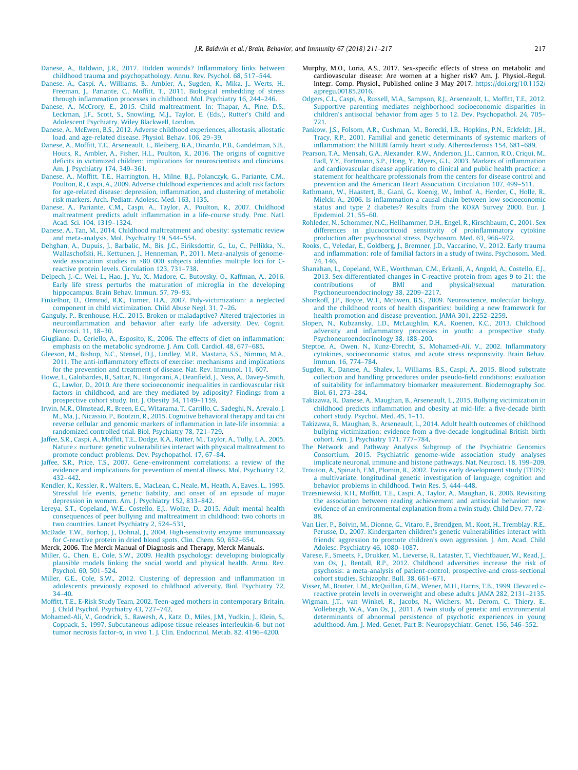Danese, A., Baldwin, J.R., 2017. Hidden wounds? Inflammatory links between childhood trauma and psychopathology. Annu. Rev. Psychol. 68, 517–544.

Danese, A., Caspi, A., Williams, B., Ambler, A., Sugden, K., Mika, J., Werts, H., Freeman, J., Pariante, C., Moffitt, T., 2011. Biological embedding of stress through inflammation processes in childhood. Mol. Psychiatry 16, 244–246.

Danese, A., McCrory, E., 2015. Child maltreatment. In: Thapar, A., Pine, D.S., Leckman, J.F., Scott, S., Snowling, M.J., Taylor, E. (Eds.), Rutter's Child and Adolescent Psychiatry. Wiley Blackwell, London.

Danese, A., McEwen, B.S., 2012. Adverse childhood experiences, allostasis, allostatic load, and age-related disease. Physiol. Behav. 106, 29–39.

Danese, A., Moffitt, T.E., Arseneault, L., Bleiberg, B.A., Dinardo, P.B., Gandelman, S.B., Houts, R., Ambler, A., Fisher, H.L., Poulton, R., 2016. The origins of cognitive deficits in victimized children: implications for neuroscientists and clinicians. Am. J. Psychiatry 174, 349–361.

Danese, A., Moffitt, T.E., Harrington, H., Milne, B.J., Polanczyk, G., Pariante, C.M., Poulton, R., Caspi, A., 2009. Adverse childhood experiences and adult risk factors for age-related disease: depression, inflammation, and clustering of metabolic risk markers. Arch. Pediatr. Adolesc. Med. 163, 1135.

Danese, A., Pariante, C.M., Caspi, A., Taylor, A., Poulton, R., 2007. Childhood maltreatment predicts adult inflammation in a life-course study. Proc. Natl. Acad. Sci. 104, 1319–1324.

Danese, A., Tan, M., 2014. Childhood maltreatment and obesity: systematic review and meta-analysis. Mol. Psychiatry 19, 544–554.

Dehghan, A., Dupuis, J., Barbalic, M., Bis, J.C., Eiriksdottir, G., Lu, C., Pellikka, N., Wallaschofski, H., Kettunen, J., Henneman, P., 2011. Meta-analysis of genome-wide association studies in >80 000 subjects identifies multiple loci for C-reactive protein levels. Circulation 123, 731–738.

Delpech, J.-C., Wei, L., Hao, J., Yu, X., Madore, C., Butovsky, O., Kaffman, A., 2016. Early life stress perturbs the maturation of microglia in the developing hippocampus. Brain Behav. Immun. 57, 79–93.

Finkelhor, D., Ormrod, R.K., Turner, H.A., 2007. Poly-victimization: a neglected component in child victimization. Child Abuse Negl. 31, 7–26.

Ganguly, P., Brenhouse, H.C., 2015. Broken or maladaptive? Altered trajectories in neuroinflammation and behavior after early life adversity. Dev. Cognit. Neurosci. 11, 18–30.

Giugliano, D., Ceriello, A., Esposito, K., 2006. The effects of diet on inflammation: emphasis on the metabolic syndrome. J. Am. Coll. Cardiol. 48, 677–685.

Gleeson, M., Bishop, N.C., Stensel, D.J., Lindley, M.R., Mastana, S.S., Nimmo, M.A., 2011. The anti-inflammatory effects of exercise: mechanisms and implications for the prevention and treatment of disease. Nat. Rev. Immunol. 11, 607.

Howe, L., Galobardes, B., Sattar, N., Hingorani, A., Deanfield, J., Ness, A., Davey-Smith, G., Lawlor, D., 2010. Are there socioeconomic inequalities in cardiovascular risk factors in childhood, and are they mediated by adiposity? Findings from a prospective cohort study. Int. J. Obesity 34, 1149–1159.

Irwin, M.R., Olmstead, R., Breen, E.C., Witarama, T., Carrillo, C., Sadeghi, N., Arevalo, J. M., Ma, J., Nicassio, P., Bootzin, R., 2015. Cognitive behavioral therapy and tai chi reverse cellular and genomic markers of inflammation in late-life insomnia: a randomized controlled trial. Biol. Psychiatry 78, 721–729.

Jaffee, S.R., Caspi, A., Moffitt, T.E., Dodge, K.A., Rutter, M., Taylor, A., Tully, L.A., 2005. Nature × nurture: genetic vulnerabilities interact with physical maltreatment to promote conduct problems. Dev. Psychopathol. 17, 67–84.

Jaffee, S.R., Price, T.S., 2007. Gene–environment correlations: a review of the evidence and implications for prevention of mental illness. Mol. Psychiatry 12, 432–442.

Kendler, K., Kessler, R., Walters, E., MacLean, C., Neale, M., Heath, A., Eaves, L., 1995. Stressful life events, genetic liability, and onset of an episode of major depression in women. Am. J. Psychiatry 152, 833–842.

Lereya, S.T., Copeland, W.E., Costello, E.J., Wolke, D., 2015. Adult mental health consequences of peer bullying and maltreatment in childhood: two cohorts in two countries. Lancet Psychiatry 2, 524–531.

McDade, T.W., Burhop, J., Dohnal, J., 2004. High-sensitivity enzyme immunoassay for C-reactive protein in dried blood spots. Clin. Chem. 50, 652–654.

Merck, 2006. The Merck Manual of Diagnosis and Therapy, Merck Manuals.

Miller, G., Chen, E., Cole, S.W., 2009. Health psychology: developing biologically plausible models linking the social world and physical health. Annu. Rev. Psychol. 60, 501–524.

Miller, G.E., Cole, S.W., 2012. Clustering of depression and inflammation in adolescents previously exposed to childhood adversity. Biol. Psychiatry 72, 34–40.

Moffitt, T.E., E-Risk Study Team, 2002. Teen-aged mothers in contemporary Britain. J. Child Psychol. Psychiatry 43, 727–742.

Mohamed-Ali, V., Goodrick, S., Rawesh, A., Katz, D., Miles, J.M., Yudkin, J., Klein, S., Coppack, S., 1997. Subcutaneous adipose tissue releases interleukin-6, but not tumor necrosis factor-α, in vivo 1. J. Clin. Endocrinol. Metab. 82, 4196–4200.

Murphy, M.O., Loria, A.S., 2017. Sex-specific effects of stress on metabolic and cardiovascular disease: Are women at a higher risk? Am. J. Physiol.-Regul. Integr. Comp. Physiol., Published online 3 May 2017, https://doi.org/10.1152/ajpregu.00185.2016.

Odgers, C.L., Caspi, A., Russell, M.A., Sampson, R.J., Arseneault, L., Moffitt, T.E., 2012. Supportive parenting mediates neighborhood socioeconomic disparities in children's antisocial behavior from ages 5 to 12. Dev. Psychopathol. 24, 705–721.

Pankow, J.S., Folsom, A.R., Cushman, M., Borecki, I.B., Hopkins, P.N., Eckfeldt, J.H., Tracy, R.P., 2001. Familial and genetic determinants of systemic markers of inflammation: the NHLBI family heart study. Atherosclerosis 154, 681–689.

Pearson, T.A., Mensah, G.A., Alexander, R.W., Anderson, J.L., Cannon, R.O., Criqui, M., Fadl, Y.Y., Fortmann, S.P., Hong, Y., Myers, G.L., 2003. Markers of inflammation and cardiovascular disease application to clinical and public health practice: a statement for healthcare professionals from the centers for disease control and prevention and the American Heart Association. Circulation 107, 499–511.

Rathmann, W., Haastert, B., Giani, G., Koenig, W., Imhof, A., Herder, C., Holle, R., Mielck, A., 2006. Is inflammation a causal chain between low socioeconomic status and type 2 diabetes? Results from the KORA Survey 2000. Eur. J. Epidemiol. 21, 55–60.

Rohleder, N., Schommer, N.C., Hellhammer, D.H., Engel, R., Kirschbaum, C., 2001. Sex differences in glucocorticoid sensitivity of proinflammatory cytokine production after psychosocial stress. Psychosom. Med. 63, 966–972.

Rooks, C., Veledar, E., Goldberg, J., Bremner, J.D., Vaccarino, V., 2012. Early trauma and inflammation: role of familial factors in a study of twins. Psychosom. Med. 74, 146.

Shanahan, L., Copeland, W.E., Worthman, C.M., Erkanli, A., Angold, A., Costello, E.J., 2013. Sex-differentiated changes in C-reactive protein from ages 9 to 21: the contributions of BMI and physical/sexual maturation. Psychoneuroendocrinology 38, 2209–2217.

Shonkoff, J.P., Boyce, W.T., McEwen, B.S., 2009. Neuroscience, molecular biology, and the childhood roots of health disparities: building a new framework for health promotion and disease prevention. JAMA 301, 2252–2259.

Slopen, N., Kubzansky, L.D., McLaughlin, K.A., Koenen, K.C., 2013. Childhood adversity and inflammatory processes in youth: a prospective study. Psychoneuroendocrinology 38, 188–200.

Steptoe, A., Owen, N., Kunz-Ebrecht, S., Mohamed-Ali, V., 2002. Inflammatory cytokines, socioeconomic status, and acute stress responsivity. Brain Behav. Immun. 16, 774–784.

Sugden, K., Danese, A., Shalev, I., Williams, B.S., Caspi, A., 2015. Blood substrate collection and handling procedures under pseudo-field conditions: evaluation of suitability for inflammatory biomarker measurement. Biodemography Soc. Biol. 61, 273–284.

Takizawa, R., Danese, A., Maughan, B., Arseneault, L., 2015. Bullying victimization in childhood predicts inflammation and obesity at mid-life: a five-decade birth cohort study. Psychol. Med. 45, 1–11.

Takizawa, R., Maughan, B., Arseneault, L., 2014. Adult health outcomes of childhood bullying victimization: evidence from a five-decade longitudinal British birth cohort. Am. J. Psychiatry 171, 777–784.

The Network and Pathway Analysis Subgroup of the Psychiatric Genomics Consortium, 2015. Psychiatric genome-wide association study analyses implicate neuronal, immune and histone pathways. Nat. Neurosci. 18, 199–209.

Trouton, A., Spinath, F.M., Plomin, R., 2002. Twins early development study (TEDS): a multivariate, longitudinal genetic investigation of language, cognition and behavior problems in childhood. Twin Res. 5, 444–448.

Trzesniewski, K.H., Moffitt, T.E., Caspi, A., Taylor, A., Maughan, B., 2006. Revisiting the association between reading achievement and antisocial behavior: new evidence of an environmental explanation from a twin study. Child Dev. 77, 72–88.

Van Lier, P., Boivin, M., Dionne, G., Vitaro, F., Brendgen, M., Koot, H., Tremblay, R.E., Perusse, D., 2007. Kindergarten children's genetic vulnerabilities interact with friends' aggression to promote children's own aggression. J. Am. Acad. Child Adolesc. Psychiatry 46, 1080–1087.

Varese, F., Smeets, F., Drukker, M., Lieverse, R., Lataster, T., Viechtbauer, W., Read, J., van Os, J., Bentall, R.P., 2012. Childhood adversities increase the risk of psychosis: a meta-analysis of patient-control, prospective-and cross-sectional cohort studies. Schizophr. Bull. 38, 661–671.

Visser, M., Bouter, L.M., McQuillan, G.M., Wener, M.H., Harris, T.B., 1999. Elevated c-reactive protein levels in overweight and obese adults. JAMA 282, 2131–2135.

Wigman, J.T., van Winkel, R., Jacobs, N., Wichers, M., Derom, C., Thiery, E., Vollebergh, W.A., Van Os, J., 2011. A twin study of genetic and environmental determinants of abnormal persistence of psychotic experiences in young adulthood. Am. J. Med. Genet. Part B: Neuropsychiatr. Genet. 156, 546–552.